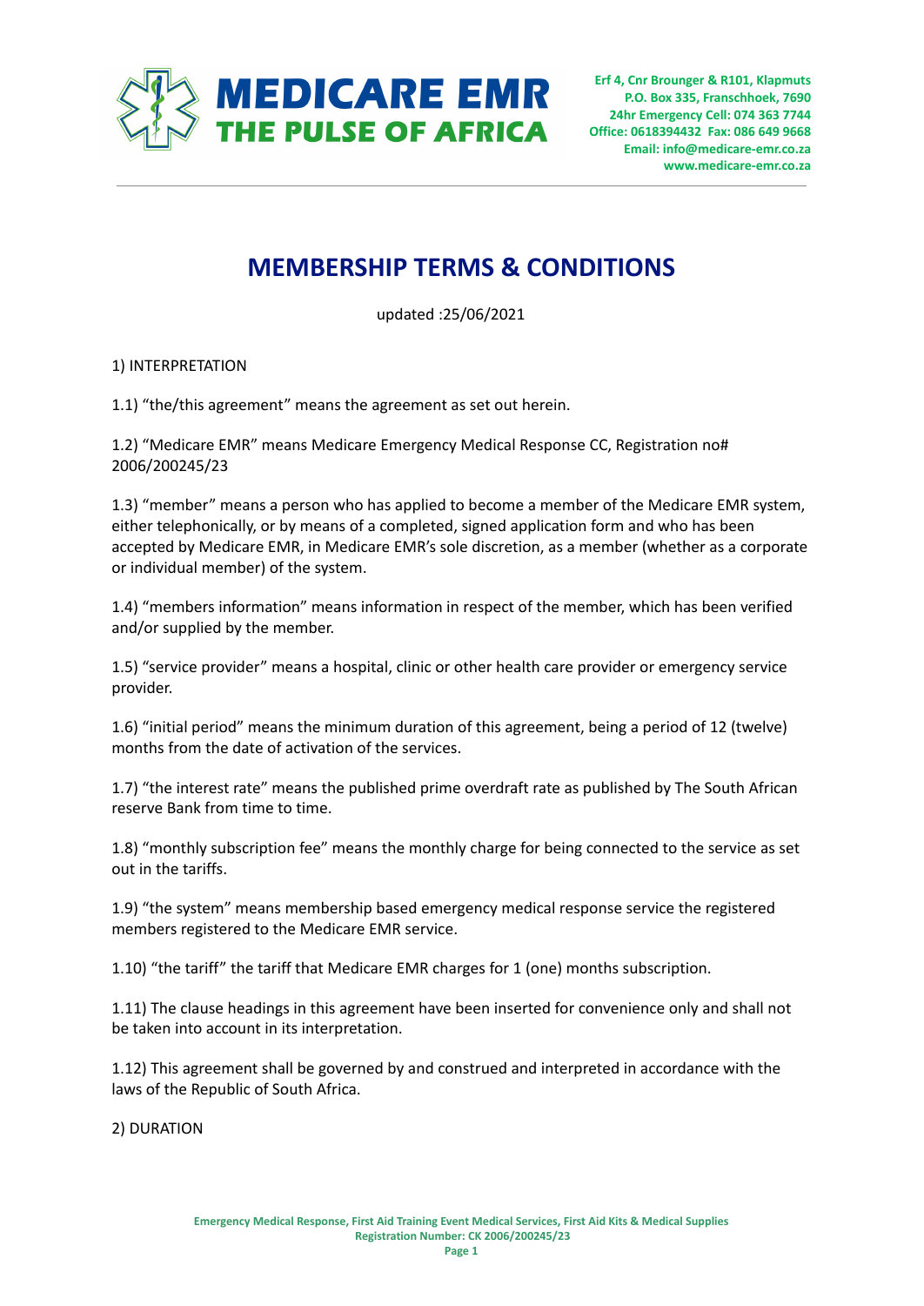# MEMBERSHIP TERMS & CONDITIONS

updated :25/06/2021

1) INTERPRETATION

1.1) “the/this agreement” means the agreement as set out herein.

1.2) “Medicare EMR” means Medicare Emergency Medical Response CC, Registration no# 2006/200245/23

1.3) “member” means a person who has applied to become a member of the Medicare EMR system, either telephonically, or by means of a completed, signed application form and who has been accepted by Medicare EMR, in Medicare EMR’s sole discretion, as a member (whether as a corporate or individual member) of the system.

1.4) “members information” means information in respect of the member, which has been verified and/or supplied by the member.

1.5) “service provider” means a hospital, clinic or other health care provider or emergency service provider.

1.6) “initial period” means the minimum duration of this agreement, being a period of 12 (twelve) months from the date of activation of the services.

1.7) “the interest rate” means the published prime overdraft rate as published by The South African reserve Bank from time to time.

1.8) “monthly subscription fee” means the monthly charge for being connected to the service as set out in the tariffs.

1.9) “the system” means membership based emergency medical response service the registered members registered to the Medicare EMR service.

1.10) “the tariff” the tariff that Medicare EMR charges for 1 (one) months subscription.

1.11) The clause headings in this agreement have been inserted for convenience only and shall not be taken into account in its interpretation.

1.12) This agreement shall be governed by and construed and interpreted in accordance with the laws of the Republic of South Africa.

2) DURATION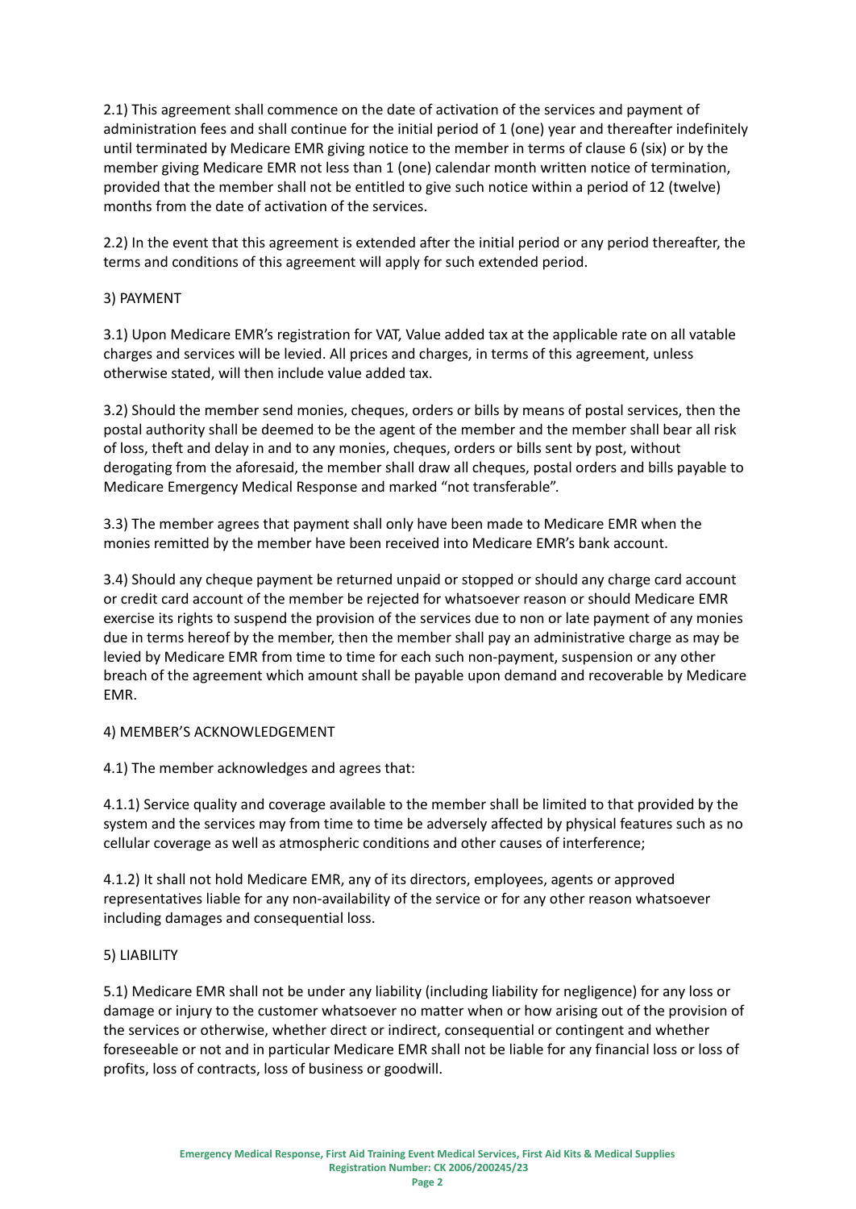2.1) This agreement shall commence on the date of activation of the services and payment of administration fees and shall continue for the initial period of 1 (one) year and thereafter indefinitely until terminated by Medicare EMR giving notice to the member in terms of clause 6 (six) or by the member giving Medicare EMR not less than 1 (one) calendar month written notice of termination, provided that the member shall not be entitled to give such notice within a period of 12 (twelve) months from the date of activation of the services.

2.2) In the event that this agreement is extended after the initial period or any period thereafter, the terms and conditions of this agreement will apply for such extended period.

## 3) PAYMENT

3.1) Upon Medicare EMR's registration for VAT, Value added tax at the applicable rate on all vatable charges and services will be levied. All prices and charges, in terms of this agreement, unless otherwise stated, will then include value added tax.

3.2) Should the member send monies, cheques, orders or bills by means of postal services, then the postal authority shall be deemed to be the agent of the member and the member shall bear all risk of loss, theft and delay in and to any monies, cheques, orders or bills sent by post, without derogating from the aforesaid, the member shall draw all cheques, postal orders and bills payable to Medicare Emergency Medical Response and marked "not transferable".

3.3) The member agrees that payment shall only have been made to Medicare EMR when the monies remitted by the member have been received into Medicare EMR's bank account.

3.4) Should any cheque payment be returned unpaid or stopped or should any charge card account or credit card account of the member be rejected for whatsoever reason or should Medicare EMR exercise its rights to suspend the provision of the services due to non or late payment of any monies due in terms hereof by the member, then the member shall pay an administrative charge as may be levied by Medicare EMR from time to time for each such non-payment, suspension or any other breach of the agreement which amount shall be payable upon demand and recoverable by Medicare EMR.

## 4) MEMBER'S ACKNOWLEDGEMENT

4.1) The member acknowledges and agrees that:

4.1.1) Service quality and coverage available to the member shall be limited to that provided by the system and the services may from time to time be adversely affected by physical features such as no cellular coverage as well as atmospheric conditions and other causes of interference;

4.1.2) It shall not hold Medicare EMR, any of its directors, employees, agents or approved representatives liable for any non-availability of the service or for any other reason whatsoever including damages and consequential loss.

## 5) LIABILITY

5.1) Medicare EMR shall not be under any liability (including liability for negligence) for any loss or damage or injury to the customer whatsoever no matter when or how arising out of the provision of the services or otherwise, whether direct or indirect, consequential or contingent and whether foreseeable or not and in particular Medicare EMR shall not be liable for any financial loss or loss of profits, loss of contracts, loss of business or goodwill.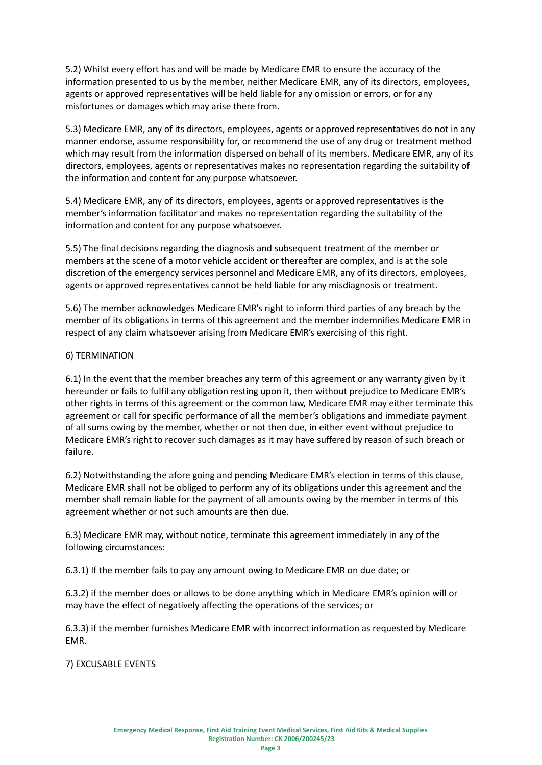5.2) Whilst every effort has and will be made by Medicare EMR to ensure the accuracy of the information presented to us by the member, neither Medicare EMR, any of its directors, employees, agents or approved representatives will be held liable for any omission or errors, or for any misfortunes or damages which may arise there from.

5.3) Medicare EMR, any of its directors, employees, agents or approved representatives do not in any manner endorse, assume responsibility for, or recommend the use of any drug or treatment method which may result from the information dispersed on behalf of its members. Medicare EMR, any of its directors, employees, agents or representatives makes no representation regarding the suitability of the information and content for any purpose whatsoever.

5.4) Medicare EMR, any of its directors, employees, agents or approved representatives is the member's information facilitator and makes no representation regarding the suitability of the information and content for any purpose whatsoever.

5.5) The final decisions regarding the diagnosis and subsequent treatment of the member or members at the scene of a motor vehicle accident or thereafter are complex, and is at the sole discretion of the emergency services personnel and Medicare EMR, any of its directors, employees, agents or approved representatives cannot be held liable for any misdiagnosis or treatment.

5.6) The member acknowledges Medicare EMR's right to inform third parties of any breach by the member of its obligations in terms of this agreement and the member indemnifies Medicare EMR in respect of any claim whatsoever arising from Medicare EMR's exercising of this right.

6) TERMINATION

6.1) In the event that the member breaches any term of this agreement or any warranty given by it hereunder or fails to fulfil any obligation resting upon it, then without prejudice to Medicare EMR's other rights in terms of this agreement or the common law, Medicare EMR may either terminate this agreement or call for specific performance of all the member's obligations and immediate payment of all sums owing by the member, whether or not then due, in either event without prejudice to Medicare EMR's right to recover such damages as it may have suffered by reason of such breach or failure.

6.2) Notwithstanding the afore going and pending Medicare EMR's election in terms of this clause, Medicare EMR shall not be obliged to perform any of its obligations under this agreement and the member shall remain liable for the payment of all amounts owing by the member in terms of this agreement whether or not such amounts are then due.

6.3) Medicare EMR may, without notice, terminate this agreement immediately in any of the following circumstances:

6.3.1) If the member fails to pay any amount owing to Medicare EMR on due date; or

6.3.2) if the member does or allows to be done anything which in Medicare EMR's opinion will or may have the effect of negatively affecting the operations of the services; or

6.3.3) if the member furnishes Medicare EMR with incorrect information as requested by Medicare EMR.

7) EXCUSABLE EVENTS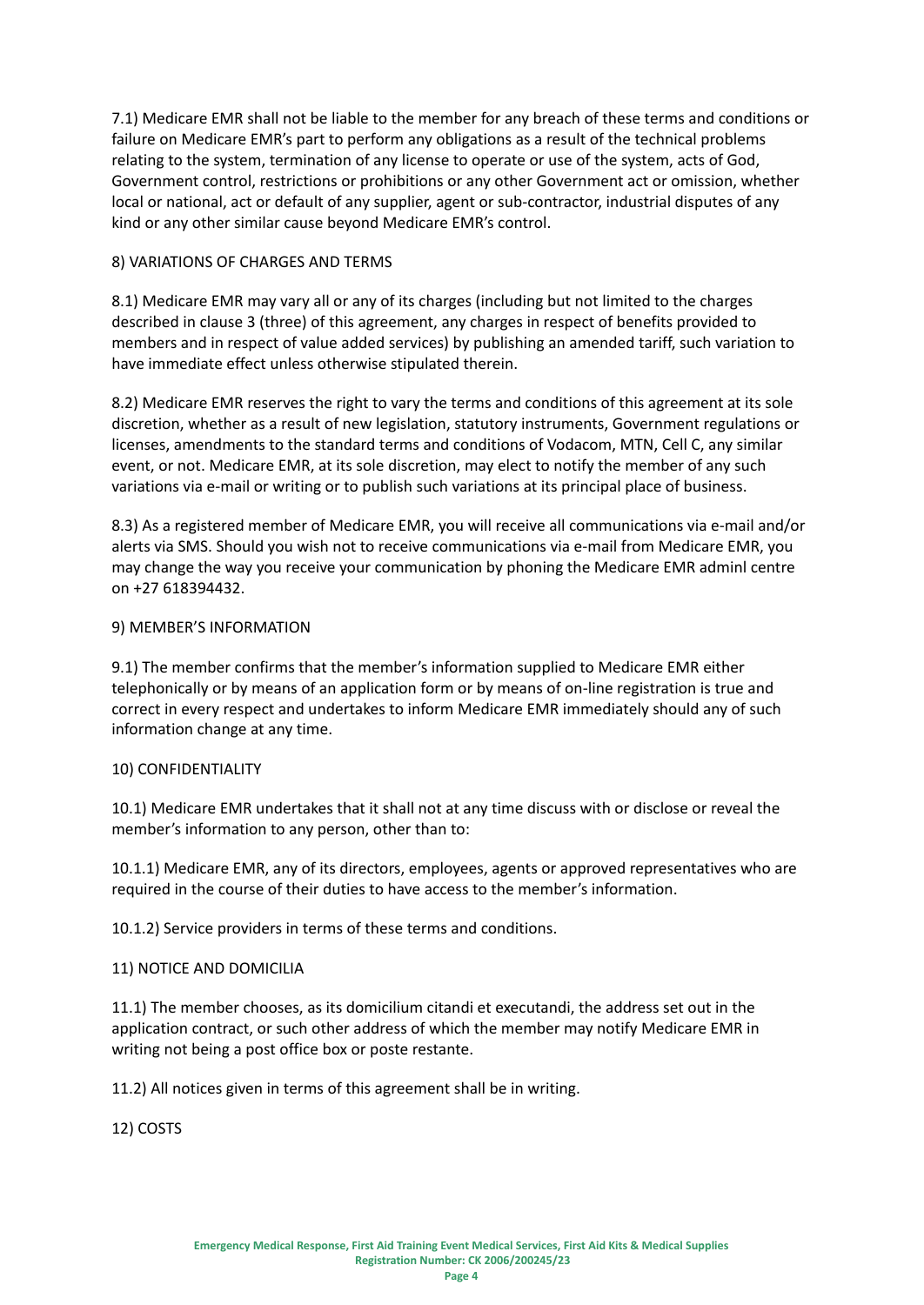7.1) Medicare EMR shall not be liable to the member for any breach of these terms and conditions or failure on Medicare EMR's part to perform any obligations as a result of the technical problems relating to the system, termination of any license to operate or use of the system, acts of God, Government control, restrictions or prohibitions or any other Government act or omission, whether local or national, act or default of any supplier, agent or sub-contractor, industrial disputes of any kind or any other similar cause beyond Medicare EMR's control.

8) VARIATIONS OF CHARGES AND TERMS

8.1) Medicare EMR may vary all or any of its charges (including but not limited to the charges described in clause 3 (three) of this agreement, any charges in respect of benefits provided to members and in respect of value added services) by publishing an amended tariff, such variation to have immediate effect unless otherwise stipulated therein.

8.2) Medicare EMR reserves the right to vary the terms and conditions of this agreement at its sole discretion, whether as a result of new legislation, statutory instruments, Government regulations or licenses, amendments to the standard terms and conditions of Vodacom, MTN, Cell C, any similar event, or not. Medicare EMR, at its sole discretion, may elect to notify the member of any such variations via e-mail or writing or to publish such variations at its principal place of business.

8.3) As a registered member of Medicare EMR, you will receive all communications via e-mail and/or alerts via SMS. Should you wish not to receive communications via e-mail from Medicare EMR, you may change the way you receive your communication by phoning the Medicare EMR adminl centre on +27 618394432.

9) MEMBER'S INFORMATION

9.1) The member confirms that the member's information supplied to Medicare EMR either telephonically or by means of an application form or by means of on-line registration is true and correct in every respect and undertakes to inform Medicare EMR immediately should any of such information change at any time.

10) CONFIDENTIALITY

10.1) Medicare EMR undertakes that it shall not at any time discuss with or disclose or reveal the member's information to any person, other than to:

10.1.1) Medicare EMR, any of its directors, employees, agents or approved representatives who are required in the course of their duties to have access to the member's information.

10.1.2) Service providers in terms of these terms and conditions.

11) NOTICE AND DOMICILIA

11.1) The member chooses, as its domicilium citandi et executandi, the address set out in the application contract, or such other address of which the member may notify Medicare EMR in writing not being a post office box or poste restante.

11.2) All notices given in terms of this agreement shall be in writing.

12) COSTS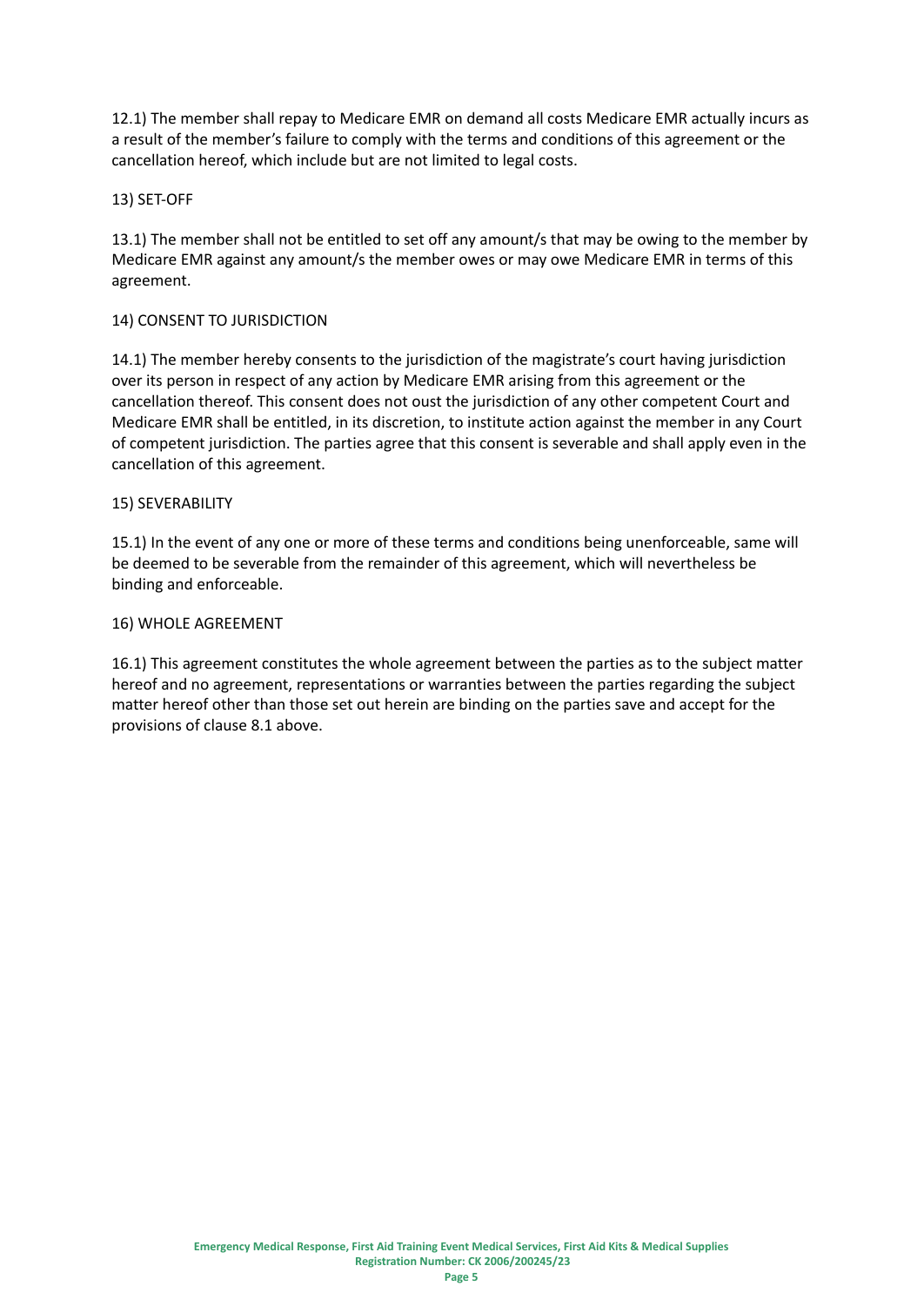12.1) The member shall repay to Medicare EMR on demand all costs Medicare EMR actually incurs as a result of the member's failure to comply with the terms and conditions of this agreement or the cancellation hereof, which include but are not limited to legal costs.

13) SET-OFF

13.1) The member shall not be entitled to set off any amount/s that may be owing to the member by Medicare EMR against any amount/s the member owes or may owe Medicare EMR in terms of this agreement.

14) CONSENT TO JURISDICTION

14.1) The member hereby consents to the jurisdiction of the magistrate's court having jurisdiction over its person in respect of any action by Medicare EMR arising from this agreement or the cancellation thereof. This consent does not oust the jurisdiction of any other competent Court and Medicare EMR shall be entitled, in its discretion, to institute action against the member in any Court of competent jurisdiction. The parties agree that this consent is severable and shall apply even in the cancellation of this agreement.

15) SEVERABILITY

15.1) In the event of any one or more of these terms and conditions being unenforceable, same will be deemed to be severable from the remainder of this agreement, which will nevertheless be binding and enforceable.

16) WHOLE AGREEMENT

16.1) This agreement constitutes the whole agreement between the parties as to the subject matter hereof and no agreement, representations or warranties between the parties regarding the subject matter hereof other than those set out herein are binding on the parties save and accept for the provisions of clause 8.1 above.